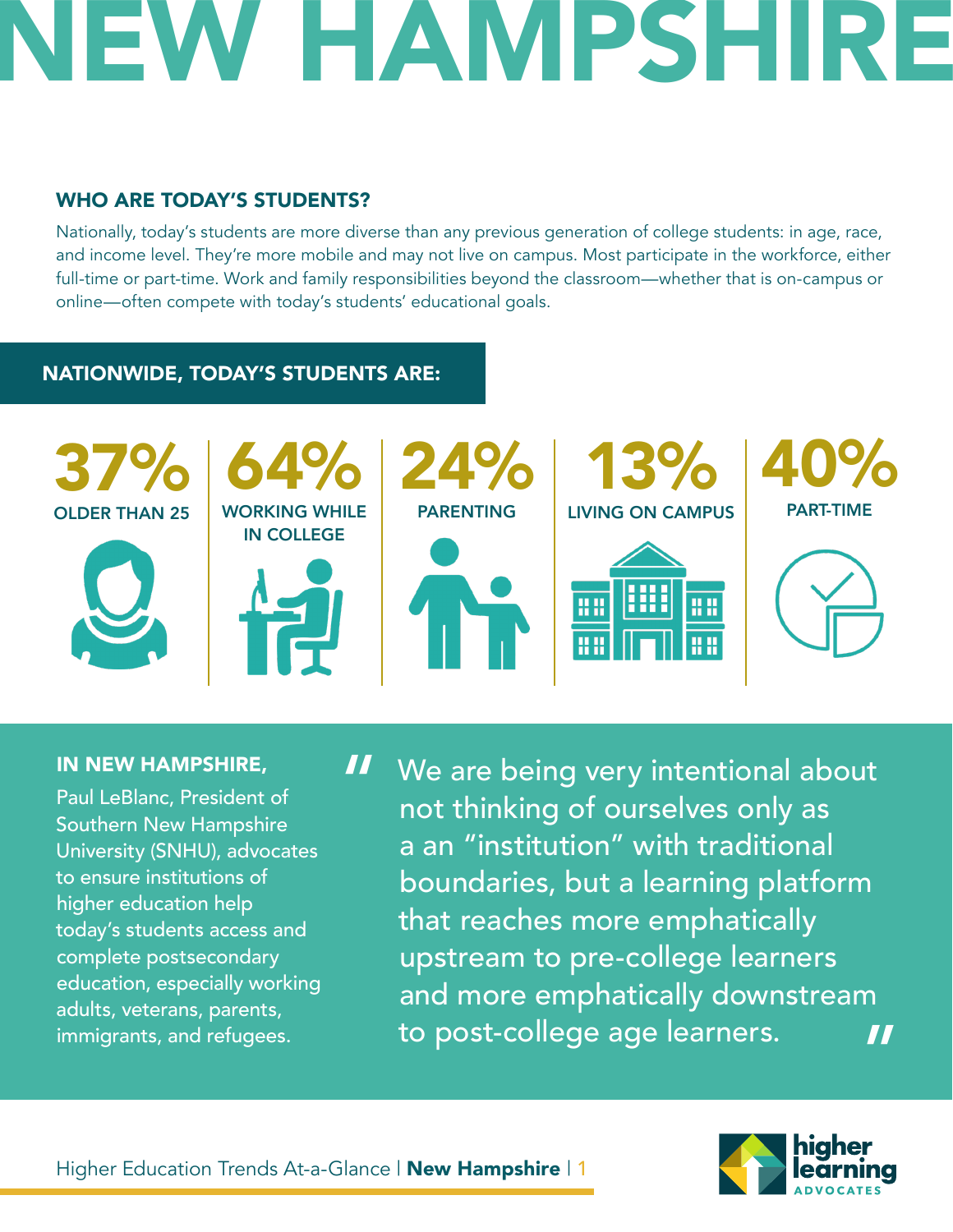# NEW HAMPSHIRE

### WHO ARE TODAY'S STUDENTS?

Nationally, today's students are more diverse than any previous generation of college students: in age, race, and income level. They're more mobile and may not live on campus. Most participate in the workforce, either full-time or part-time. Work and family responsibilities beyond the classroom—whether that is on-campus or online—often compete with today's students' educational goals.

### NATIONWIDE, TODAY'S STUDENTS ARE:

- **37%** OLDER THAN 25
- **64%** WORKING WHILE IN COLLEGE
- **24%** PARENTING
- **13%** LIVING ON CAMPUS
- **40%** PART-TIME

### IN NEW HAMPSHIRE,

Paul LeBlanc, President of Southern New Hampshire University (SNHU), advocates to ensure institutions of higher education help today's students access and complete postsecondary education, especially working adults, veterans, parents, immigrants, and refugees.

> "We are being very intentional about not thinking of ourselves only as a an "institution" with traditional boundaries, but a learning platform that reaches more emphatically upstream to pre-college learners and more emphatically downstream to post-college age learners."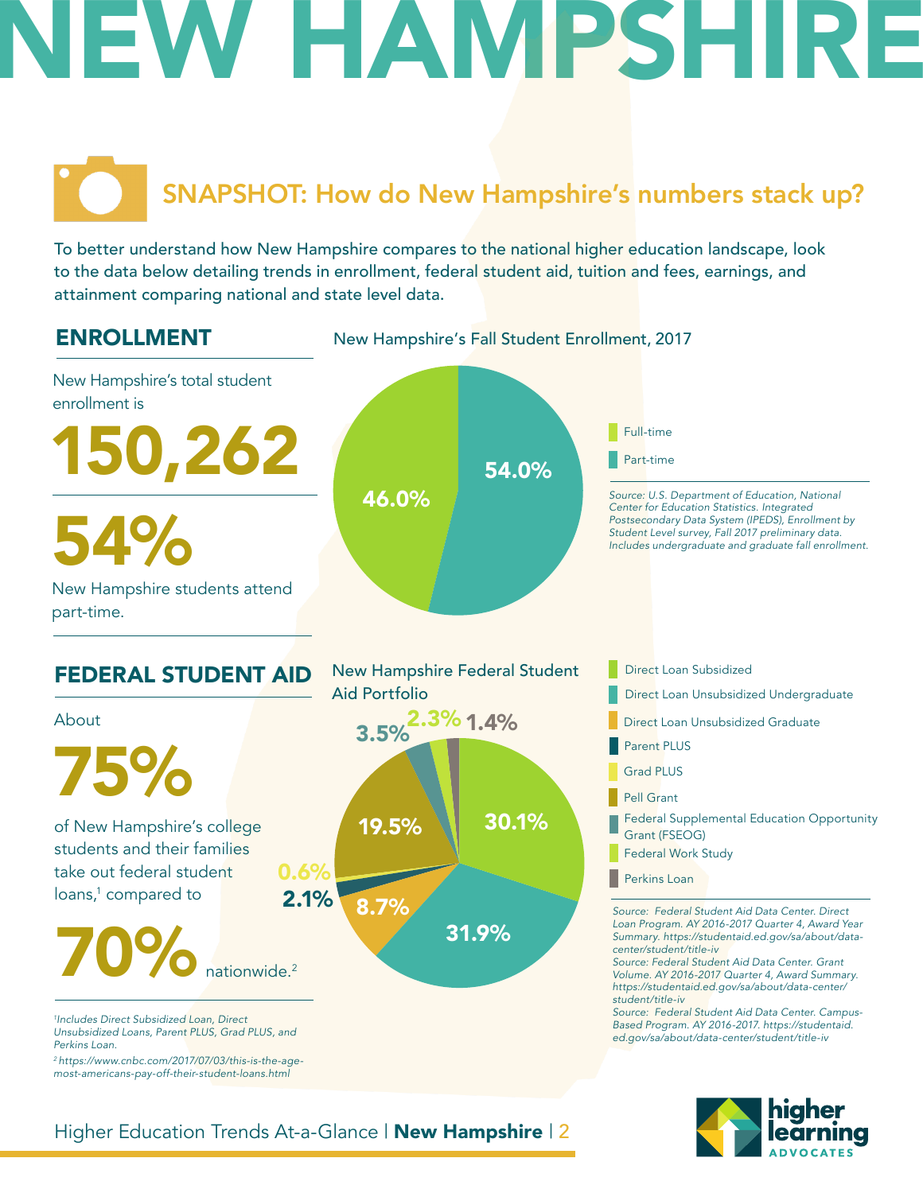# NEW HAMPSHIRE

## SNAPSHOT: How do New Hampshire's numbers stack up?

To better understand how New Hampshire compares to the national higher education landscape, look to the data below detailing trends in enrollment, federal student aid, tuition and fees, earnings, and attainment comparing national and state level data.

## ENROLLMENT

New Hampshire's total student enrollment is

**150,262**

**54%**

New Hampshire students attend part-time.

**New Hampshire's Fall Student Enrollment, 2017**

| Category | Percent |
|---|---|
| Full-time | 46.0% |
| Part-time | 54.0% |

*Source: U.S. Department of Education, National Center for Education Statistics. Integrated Postsecondary Data System (IPEDS), Enrollment by Student Level survey, Fall 2017 preliminary data. Includes undergraduate and graduate fall enrollment.*

## FEDERAL STUDENT AID

About

**75%**

of New Hampshire's college students and their families take out federal student loans,[1] compared to

**70%** nationwide.[2]

**New Hampshire Federal Student Aid Portfolio**

| Category | Percent |
|---|---|
| Direct Loan Subsidized | 30.1% |
| Direct Loan Unsubsidized Undergraduate | 31.9% |
| Direct Loan Unsubsidized Graduate | 8.7% |
| Parent PLUS | 2.1% |
| Grad PLUS | 0.6% |
| Pell Grant | 19.5% |
| Federal Supplemental Education Opportunity Grant (FSEOG) | 3.5% |
| Federal Work Study | 2.3% |
| Perkins Loan | 1.4% |

*Source: Federal Student Aid Data Center. Direct Loan Program. AY 2016-2017 Quarter 4, Award Year Summary. https://studentaid.ed.gov/sa/about/data-center/student/title-iv*

*Source: Federal Student Aid Data Center. Grant Volume. AY 2016-2017 Quarter 4, Award Summary. https://studentaid.ed.gov/sa/about/data-center/student/title-iv*

*Source: Federal Student Aid Data Center. Campus-Based Program. AY 2016-2017. https://studentaid.ed.gov/sa/about/data-center/student/title-iv*

[1] *Includes Direct Subsidized Loan, Direct Unsubsidized Loans, Parent PLUS, Grad PLUS, and Perkins Loan.*

[2] *https://www.cnbc.com/2017/07/03/this-is-the-age-most-americans-pay-off-their-student-loans.html*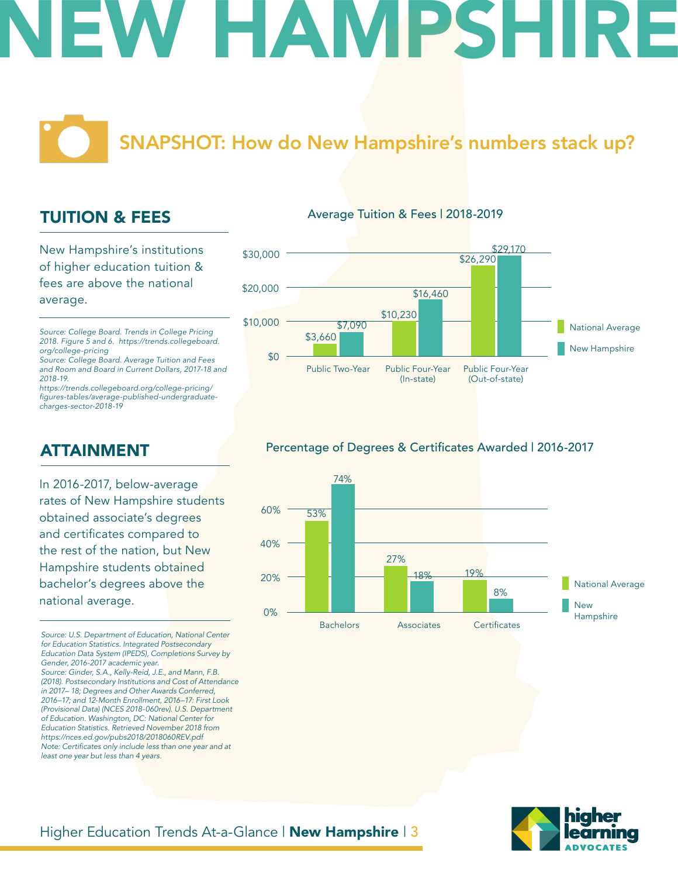# NEW HAMPSHIRE

## SNAPSHOT: How do New Hampshire's numbers stack up?

## TUITION & FEES

New Hampshire's institutions of higher education tuition & fees are above the national average.

*Source: College Board. Trends in College Pricing 2018. Figure 5 and 6. https://trends.collegeboard.org/college-pricing*
*Source: College Board. Average Tuition and Fees and Room and Board in Current Dollars, 2017-18 and 2018-19. https://trends.collegeboard.org/college-pricing/figures-tables/average-published-undergraduate-charges-sector-2018-19*

Average Tuition & Fees | 2018-2019

| | National Average | New Hampshire |
|---|---|---|
| Public Two-Year | $3,660 | $7,090 |
| Public Four-Year (In-state) | $10,230 | $16,460 |
| Public Four-Year (Out-of-state) | $26,290 | $29,170 |

## ATTAINMENT

In 2016-2017, below-average rates of New Hampshire students obtained associate's degrees and certificates compared to the rest of the nation, but New Hampshire students obtained bachelor's degrees above the national average.

*Source: U.S. Department of Education, National Center for Education Statistics. Integrated Postsecondary Education Data System (IPEDS), Completions Survey by Gender, 2016-2017 academic year.*
*Source: Ginder, S.A., Kelly-Reid, J.E., and Mann, F.B. (2018). Postsecondary Institutions and Cost of Attendance in 2017– 18; Degrees and Other Awards Conferred, 2016–17; and 12-Month Enrollment, 2016–17: First Look (Provisional Data) (NCES 2018-060rev). U.S. Department of Education. Washington, DC: National Center for Education Statistics. Retrieved November 2018 from https://nces.ed.gov/pubs2018/2018060REV.pdf*
*Note: Certificates only include less than one year and at least one year but less than 4 years.*

Percentage of Degrees & Certificates Awarded | 2016-2017

| | National Average | New Hampshire |
|---|---|---|
| Bachelors | 53% | 74% |
| Associates | 27% | 18% |
| Certificates | 19% | 8% |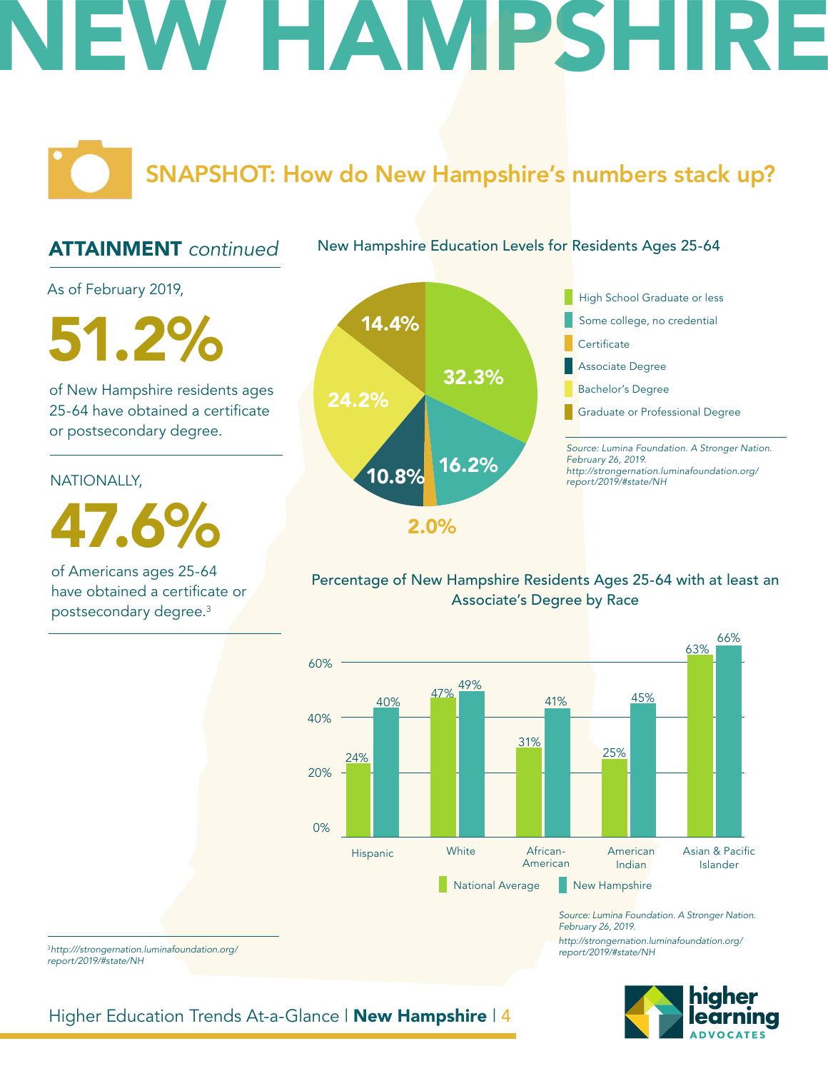# NEW HAMPSHIRE

## SNAPSHOT: How do New Hampshire's numbers stack up?

### ATTAINMENT *continued*

As of February 2019,

**51.2%**

of New Hampshire residents ages 25-64 have obtained a certificate or postsecondary degree.

NATIONALLY,

**47.6%**

of Americans ages 25-64 have obtained a certificate or postsecondary degree.[3]

**New Hampshire Education Levels for Residents Ages 25-64**

| Education Level | Percentage |
|---|---|
| High School Graduate or less | 32.3% |
| Some college, no credential | 16.2% |
| Certificate | 2.0% |
| Associate Degree | 10.8% |
| Bachelor's Degree | 24.2% |
| Graduate or Professional Degree | 14.4% |

*Source: Lumina Foundation. A Stronger Nation. February 26, 2019. http://strongernation.luminafoundation.org/report/2019/#state/NH*

**Percentage of New Hampshire Residents Ages 25-64 with at least an Associate's Degree by Race**

| Race | National Average | New Hampshire |
|---|---|---|
| Hispanic | 24% | 40% |
| White | 47% | 49% |
| African-American | 31% | 41% |
| American Indian | 25% | 45% |
| Asian & Pacific Islander | 63% | 66% |

*Source: Lumina Foundation. A Stronger Nation. February 26, 2019. http://strongernation.luminafoundation.org/report/2019/#state/NH*

---

[3] *http:///strongernation.luminafoundation.org/report/2019/#state/NH*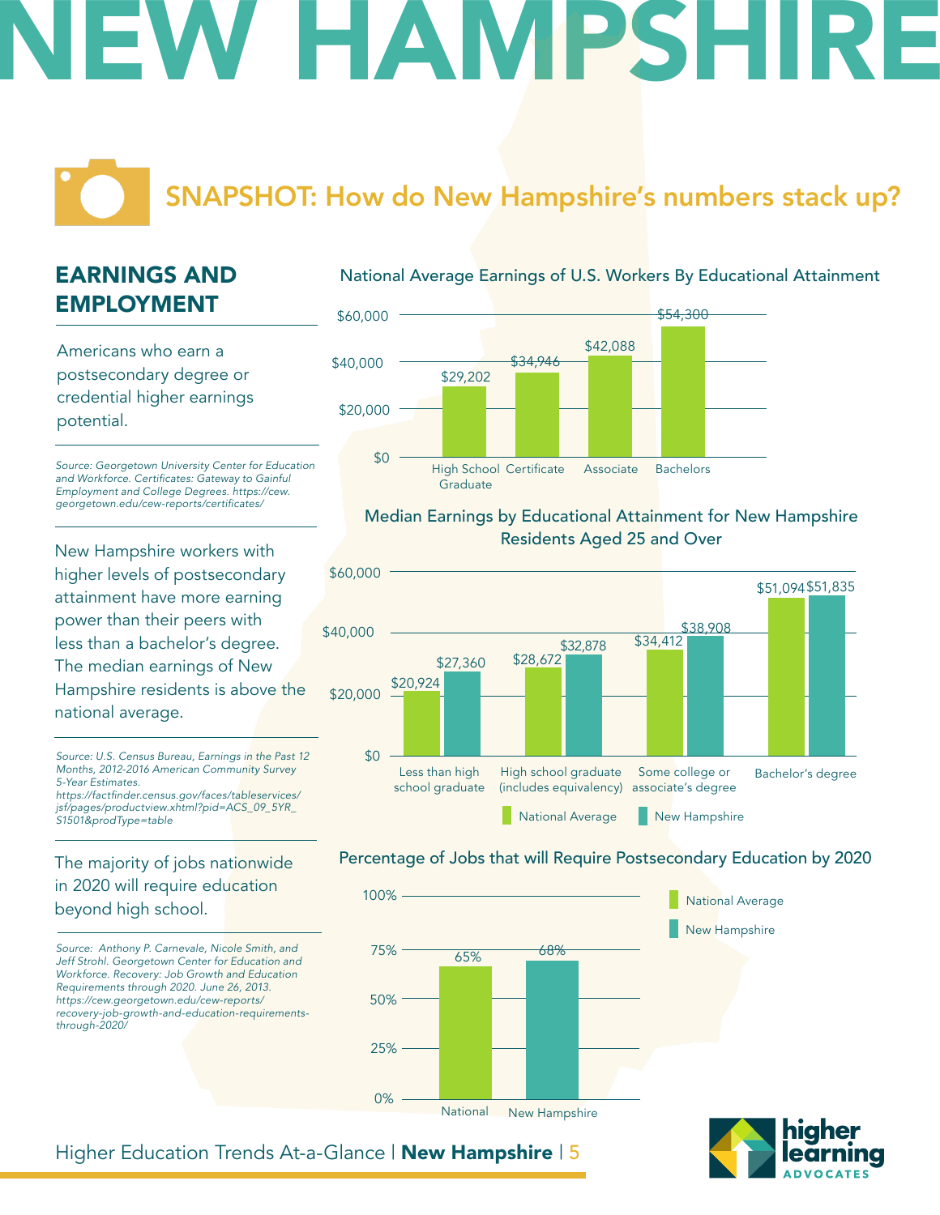# NEW HAMPSHIRE

## SNAPSHOT: How do New Hampshire's numbers stack up?

### EARNINGS AND EMPLOYMENT

Americans who earn a postsecondary degree or credential higher earnings potential.

*Source: Georgetown University Center for Education and Workforce. Certificates: Gateway to Gainful Employment and College Degrees. https://cew.georgetown.edu/cew-reports/certificates/*

**National Average Earnings of U.S. Workers By Educational Attainment**

| Educational Attainment | Earnings |
|---|---|
| High School Graduate | $29,202 |
| Certificate | $34,946 |
| Associate | $42,088 |
| Bachelors | $54,300 |

New Hampshire workers with higher levels of postsecondary attainment have more earning power than their peers with less than a bachelor's degree. The median earnings of New Hampshire residents is above the national average.

*Source: U.S. Census Bureau, Earnings in the Past 12 Months, 2012-2016 American Community Survey 5-Year Estimates. https://factfinder.census.gov/faces/tableservices/jsf/pages/productview.xhtml?pid=ACS_09_5YR_S1501&prodType=table*

**Median Earnings by Educational Attainment for New Hampshire Residents Aged 25 and Over**

| Educational Attainment | National Average | New Hampshire |
|---|---|---|
| Less than high school graduate | $20,924 | $27,360 |
| High school graduate (includes equivalency) | $28,672 | $32,878 |
| Some college or associate's degree | $34,412 | $38,908 |
| Bachelor's degree | $51,094 | $51,835 |

The majority of jobs nationwide in 2020 will require education beyond high school.

*Source: Anthony P. Carnevale, Nicole Smith, and Jeff Strohl. Georgetown Center for Education and Workforce. Recovery: Job Growth and Education Requirements through 2020. June 26, 2013. https://cew.georgetown.edu/cew-reports/recovery-job-growth-and-education-requirements-through-2020/*

**Percentage of Jobs that will Require Postsecondary Education by 2020**

| | Percentage |
|---|---|
| National | 65% |
| New Hampshire | 68% |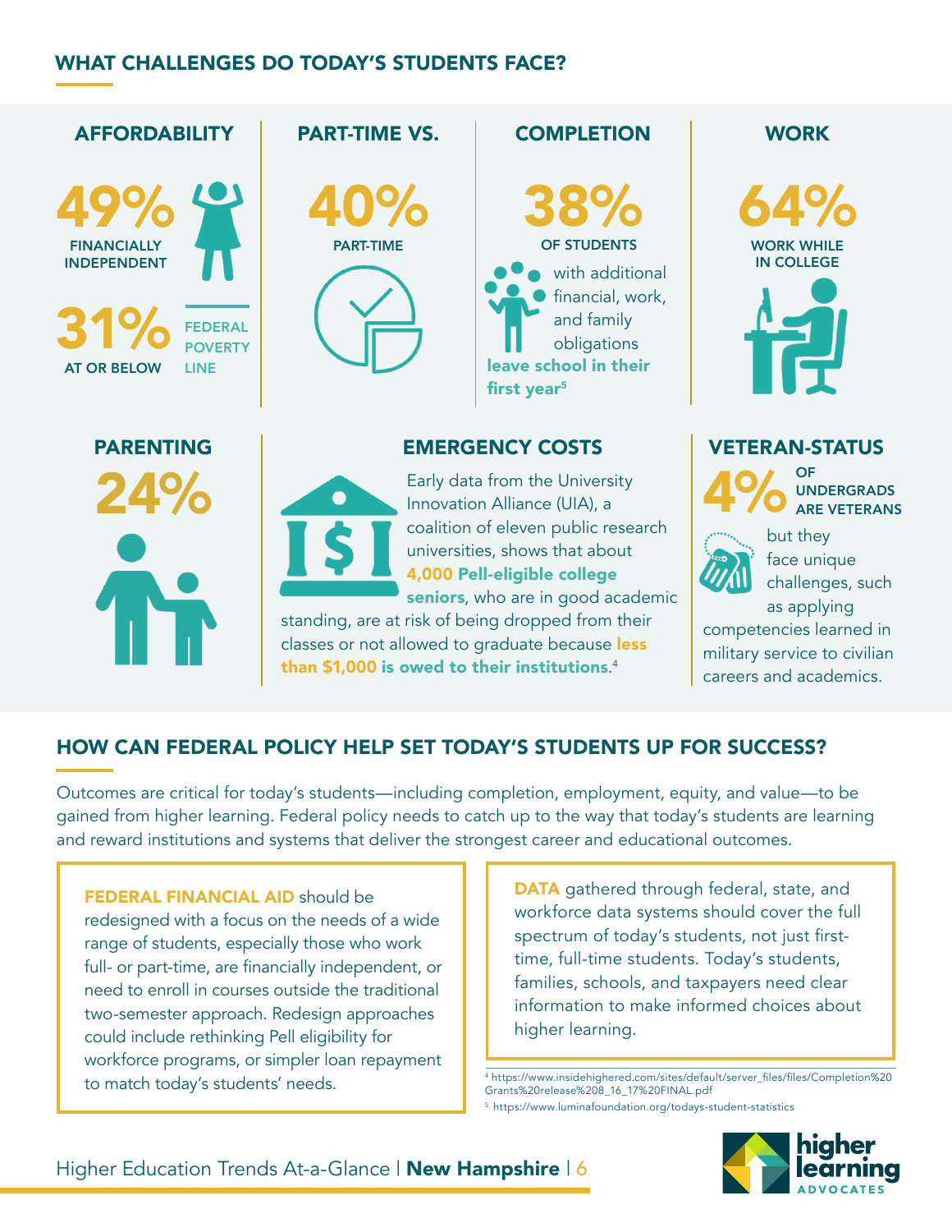## WHAT CHALLENGES DO TODAY'S STUDENTS FACE?

### AFFORDABILITY

**49%** FINANCIALLY INDEPENDENT

**31%** AT OR BELOW FEDERAL POVERTY LINE

### PART-TIME VS.

**40%** PART-TIME

### COMPLETION

**38%** OF STUDENTS with additional financial, work, and family obligations **leave school in their first year**[5]

### WORK

**64%** WORK WHILE IN COLLEGE

### PARENTING

**24%**

### EMERGENCY COSTS

Early data from the University Innovation Alliance (UIA), a coalition of eleven public research universities, shows that about **4,000 Pell-eligible college seniors**, who are in good academic standing, are at risk of being dropped from their classes or not allowed to graduate because **less than $1,000 is owed to their institutions.**[4]

### VETERAN-STATUS

**4%** OF UNDERGRADS ARE VETERANS

but they face unique challenges, such as applying competencies learned in military service to civilian careers and academics.

## HOW CAN FEDERAL POLICY HELP SET TODAY'S STUDENTS UP FOR SUCCESS?

Outcomes are critical for today's students—including completion, employment, equity, and value—to be gained from higher learning. Federal policy needs to catch up to the way that today's students are learning and reward institutions and systems that deliver the strongest career and educational outcomes.

**FEDERAL FINANCIAL AID** should be redesigned with a focus on the needs of a wide range of students, especially those who work full- or part-time, are financially independent, or need to enroll in courses outside the traditional two-semester approach. Redesign approaches could include rethinking Pell eligibility for workforce programs, or simpler loan repayment to match today's students' needs.

**DATA** gathered through federal, state, and workforce data systems should cover the full spectrum of today's students, not just first-time, full-time students. Today's students, families, schools, and taxpayers need clear information to make informed choices about higher learning.

[4] https://www.insidehighered.com/sites/default/server_files/files/Completion%20Grants%20release%208_16_17%20FINAL.pdf

[5] https://www.luminafoundation.org/todays-student-statistics